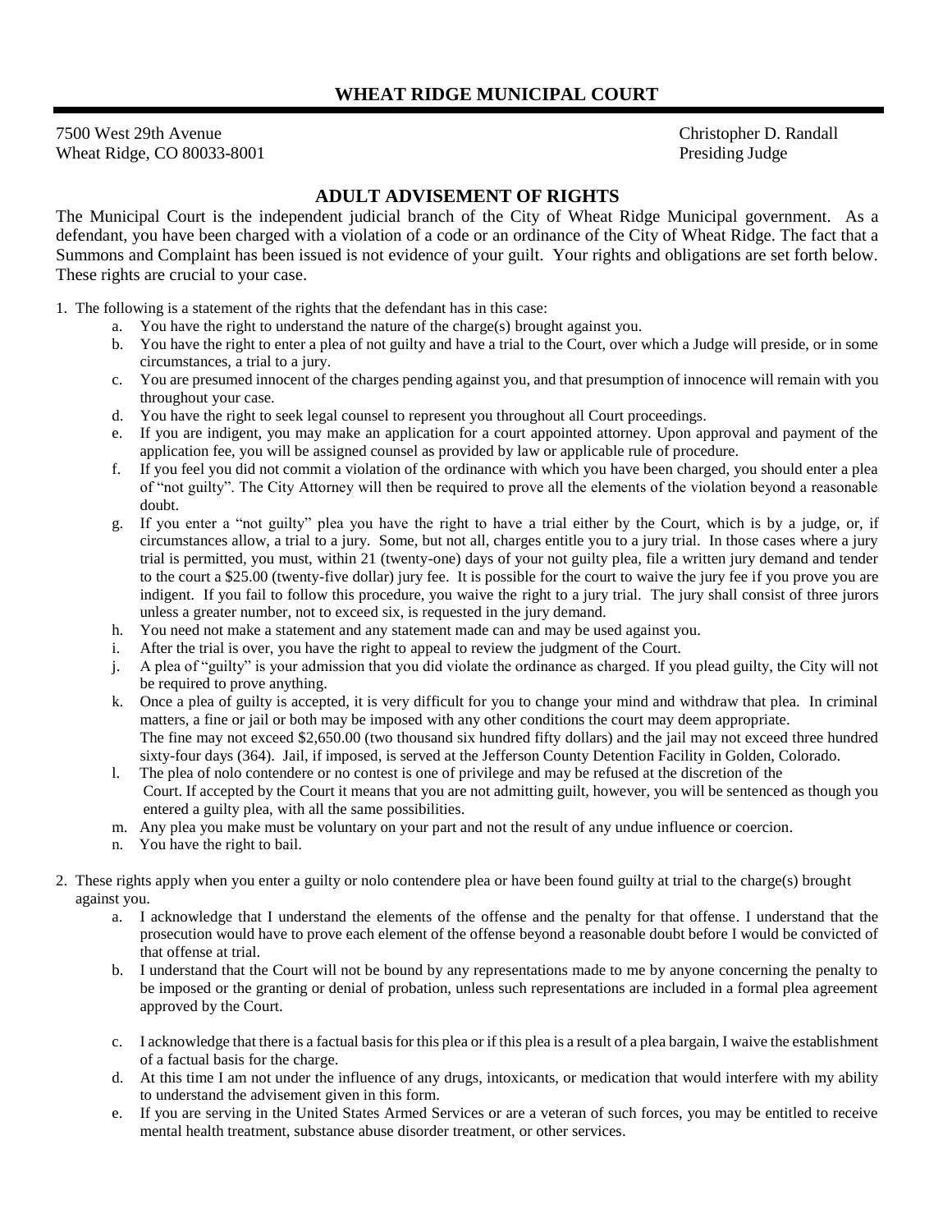# WHEAT RIDGE MUNICIPAL COURT

7500 West 29th Avenue
Wheat Ridge, CO 80033-8001

Christopher D. Randall
Presiding Judge

## ADULT ADVISEMENT OF RIGHTS

The Municipal Court is the independent judicial branch of the City of Wheat Ridge Municipal government. As a defendant, you have been charged with a violation of a code or an ordinance of the City of Wheat Ridge. The fact that a Summons and Complaint has been issued is not evidence of your guilt. Your rights and obligations are set forth below. These rights are crucial to your case.

1. The following is a statement of the rights that the defendant has in this case:
   a. You have the right to understand the nature of the charge(s) brought against you.
   b. You have the right to enter a plea of not guilty and have a trial to the Court, over which a Judge will preside, or in some circumstances, a trial to a jury.
   c. You are presumed innocent of the charges pending against you, and that presumption of innocence will remain with you throughout your case.
   d. You have the right to seek legal counsel to represent you throughout all Court proceedings.
   e. If you are indigent, you may make an application for a court appointed attorney. Upon approval and payment of the application fee, you will be assigned counsel as provided by law or applicable rule of procedure.
   f. If you feel you did not commit a violation of the ordinance with which you have been charged, you should enter a plea of "not guilty". The City Attorney will then be required to prove all the elements of the violation beyond a reasonable doubt.
   g. If you enter a "not guilty" plea you have the right to have a trial either by the Court, which is by a judge, or, if circumstances allow, a trial to a jury. Some, but not all, charges entitle you to a jury trial. In those cases where a jury trial is permitted, you must, within 21 (twenty-one) days of your not guilty plea, file a written jury demand and tender to the court a $25.00 (twenty-five dollar) jury fee. It is possible for the court to waive the jury fee if you prove you are indigent. If you fail to follow this procedure, you waive the right to a jury trial. The jury shall consist of three jurors unless a greater number, not to exceed six, is requested in the jury demand.
   h. You need not make a statement and any statement made can and may be used against you.
   i. After the trial is over, you have the right to appeal to review the judgment of the Court.
   j. A plea of "guilty" is your admission that you did violate the ordinance as charged. If you plead guilty, the City will not be required to prove anything.
   k. Once a plea of guilty is accepted, it is very difficult for you to change your mind and withdraw that plea. In criminal matters, a fine or jail or both may be imposed with any other conditions the court may deem appropriate. The fine may not exceed $2,650.00 (two thousand six hundred fifty dollars) and the jail may not exceed three hundred sixty-four days (364). Jail, if imposed, is served at the Jefferson County Detention Facility in Golden, Colorado.
   l. The plea of nolo contendere or no contest is one of privilege and may be refused at the discretion of the Court. If accepted by the Court it means that you are not admitting guilt, however, you will be sentenced as though you entered a guilty plea, with all the same possibilities.
   m. Any plea you make must be voluntary on your part and not the result of any undue influence or coercion.
   n. You have the right to bail.

2. These rights apply when you enter a guilty or nolo contendere plea or have been found guilty at trial to the charge(s) brought against you.
   a. I acknowledge that I understand the elements of the offense and the penalty for that offense. I understand that the prosecution would have to prove each element of the offense beyond a reasonable doubt before I would be convicted of that offense at trial.
   b. I understand that the Court will not be bound by any representations made to me by anyone concerning the penalty to be imposed or the granting or denial of probation, unless such representations are included in a formal plea agreement approved by the Court.
   c. I acknowledge that there is a factual basis for this plea or if this plea is a result of a plea bargain, I waive the establishment of a factual basis for the charge.
   d. At this time I am not under the influence of any drugs, intoxicants, or medication that would interfere with my ability to understand the advisement given in this form.
   e. If you are serving in the United States Armed Services or are a veteran of such forces, you may be entitled to receive mental health treatment, substance abuse disorder treatment, or other services.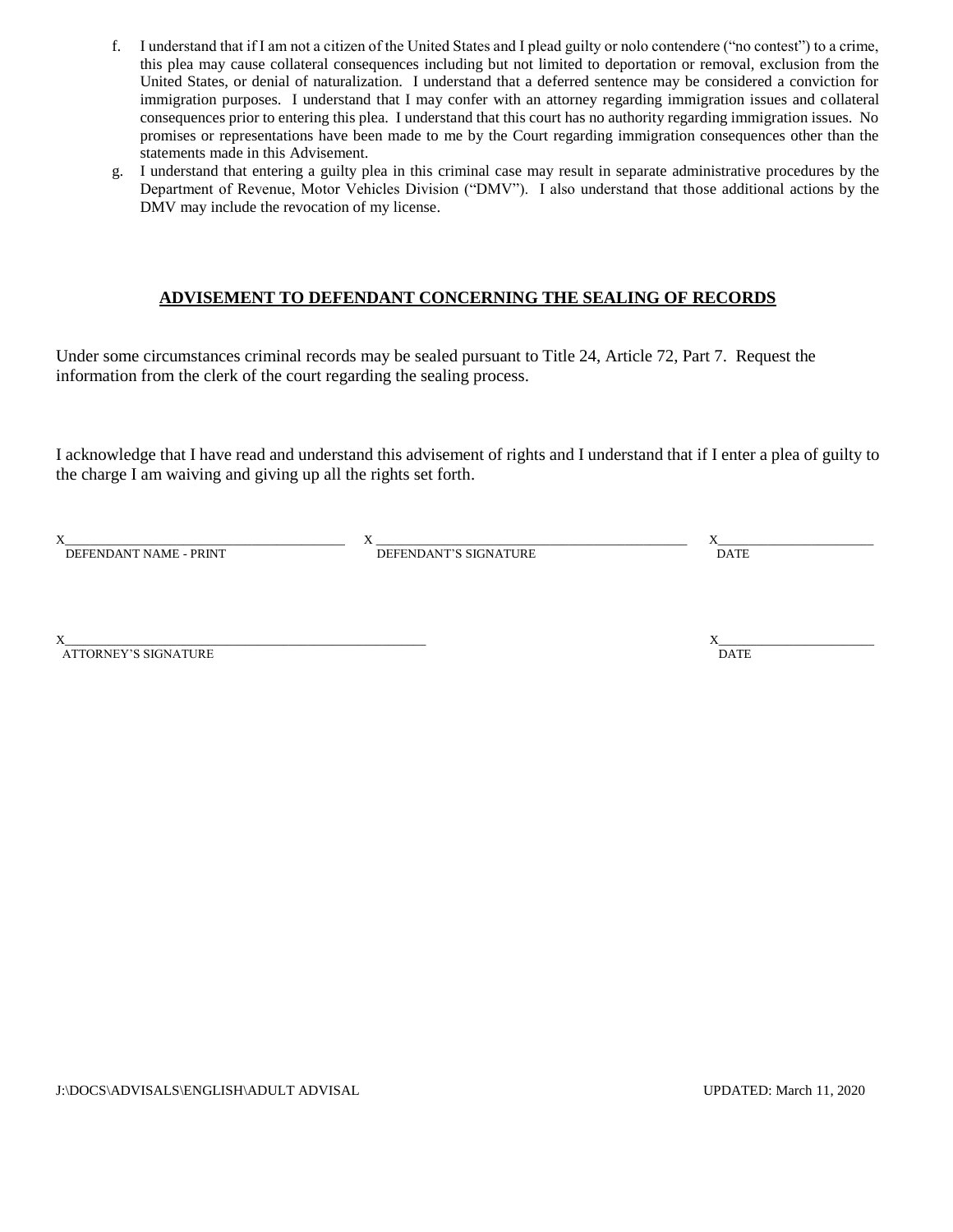f. I understand that if I am not a citizen of the United States and I plead guilty or nolo contendere ("no contest") to a crime, this plea may cause collateral consequences including but not limited to deportation or removal, exclusion from the United States, or denial of naturalization. I understand that a deferred sentence may be considered a conviction for immigration purposes. I understand that I may confer with an attorney regarding immigration issues and collateral consequences prior to entering this plea. I understand that this court has no authority regarding immigration issues. No promises or representations have been made to me by the Court regarding immigration consequences other than the statements made in this Advisement.

g. I understand that entering a guilty plea in this criminal case may result in separate administrative procedures by the Department of Revenue, Motor Vehicles Division ("DMV"). I also understand that those additional actions by the DMV may include the revocation of my license.

## ADVISEMENT TO DEFENDANT CONCERNING THE SEALING OF RECORDS

Under some circumstances criminal records may be sealed pursuant to Title 24, Article 72, Part 7. Request the information from the clerk of the court regarding the sealing process.

I acknowledge that I have read and understand this advisement of rights and I understand that if I enter a plea of guilty to the charge I am waiving and giving up all the rights set forth.

X________________________________________ X ____________________________________________ X______________________

DEFENDANT NAME - PRINT DEFENDANT'S SIGNATURE DATE

X______________________________________________________ X______________________

ATTORNEY'S SIGNATURE DATE

J:\DOCS\ADVISALS\ENGLISH\ADULT ADVISAL UPDATED: March 11, 2020